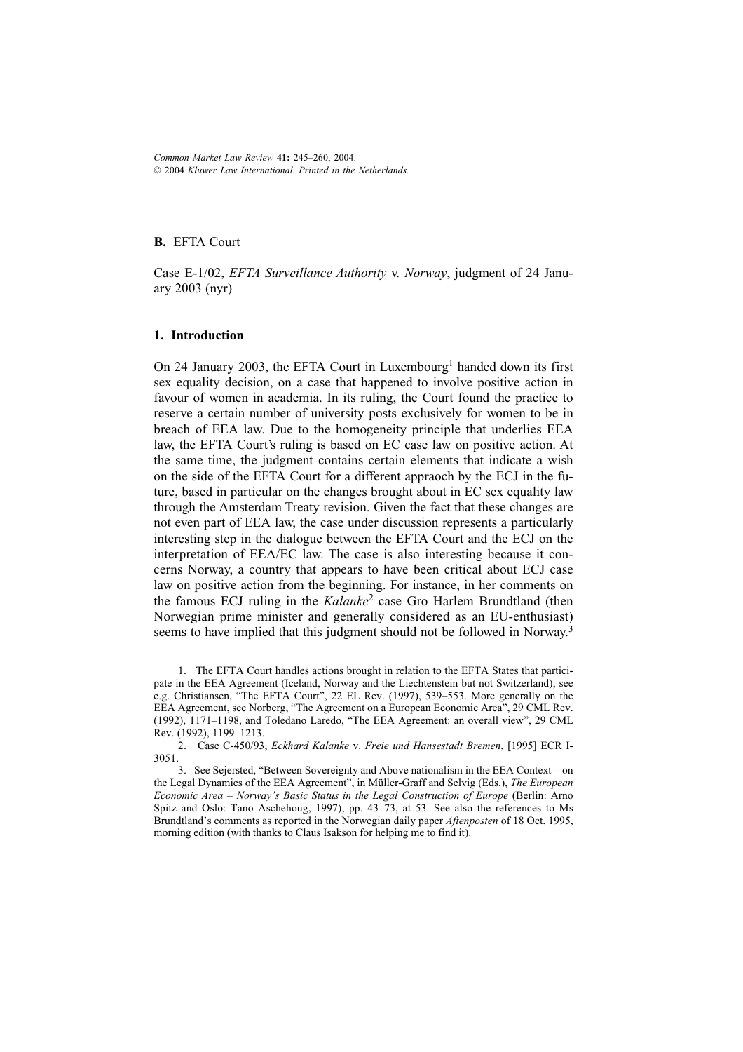## B. EFTA Court

Case E-1/02, *EFTA Surveillance Authority* v. *Norway*, judgment of 24 January 2003 (nyr)

### 1. Introduction

On 24 January 2003, the EFTA Court in Luxembourg[1] handed down its first sex equality decision, on a case that happened to involve positive action in favour of women in academia. In its ruling, the Court found the practice to reserve a certain number of university posts exclusively for women to be in breach of EEA law. Due to the homogeneity principle that underlies EEA law, the EFTA Court's ruling is based on EC case law on positive action. At the same time, the judgment contains certain elements that indicate a wish on the side of the EFTA Court for a different appraoch by the ECJ in the future, based in particular on the changes brought about in EC sex equality law through the Amsterdam Treaty revision. Given the fact that these changes are not even part of EEA law, the case under discussion represents a particularly interesting step in the dialogue between the EFTA Court and the ECJ on the interpretation of EEA/EC law. The case is also interesting because it concerns Norway, a country that appears to have been critical about ECJ case law on positive action from the beginning. For instance, in her comments on the famous ECJ ruling in the *Kalanke*[2] case Gro Harlem Brundtland (then Norwegian prime minister and generally considered as an EU-enthusiast) seems to have implied that this judgment should not be followed in Norway.[3]

1. The EFTA Court handles actions brought in relation to the EFTA States that participate in the EEA Agreement (Iceland, Norway and the Liechtenstein but not Switzerland); see e.g. Christiansen, "The EFTA Court", 22 EL Rev. (1997), 539–553. More generally on the EEA Agreement, see Norberg, "The Agreement on a European Economic Area", 29 CML Rev. (1992), 1171–1198, and Toledano Laredo, "The EEA Agreement: an overall view", 29 CML Rev. (1992), 1199–1213.

2. Case C-450/93, *Eckhard Kalanke* v. *Freie und Hansestadt Bremen*, [1995] ECR I-3051.

3. See Sejersted, "Between Sovereignty and Above nationalism in the EEA Context – on the Legal Dynamics of the EEA Agreement", in Müller-Graff and Selvig (Eds.), *The European Economic Area – Norway's Basic Status in the Legal Construction of Europe* (Berlin: Arno Spitz and Oslo: Tano Aschehoug, 1997), pp. 43–73, at 53. See also the references to Ms Brundtland's comments as reported in the Norwegian daily paper *Aftenposten* of 18 Oct. 1995, morning edition (with thanks to Claus Isakson for helping me to find it).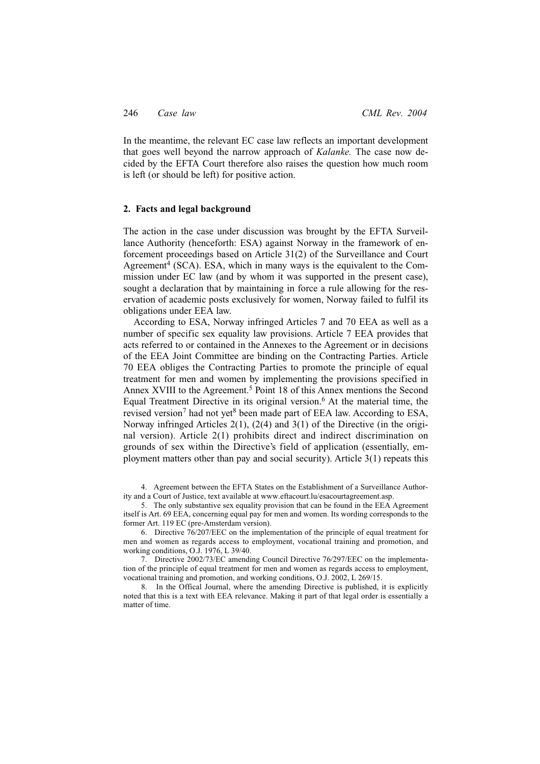In the meantime, the relevant EC case law reflects an important development that goes well beyond the narrow approach of *Kalanke.* The case now decided by the EFTA Court therefore also raises the question how much room is left (or should be left) for positive action.

## 2. Facts and legal background

The action in the case under discussion was brought by the EFTA Surveillance Authority (henceforth: ESA) against Norway in the framework of enforcement proceedings based on Article 31(2) of the Surveillance and Court Agreement[4] (SCA). ESA, which in many ways is the equivalent to the Commission under EC law (and by whom it was supported in the present case), sought a declaration that by maintaining in force a rule allowing for the reservation of academic posts exclusively for women, Norway failed to fulfil its obligations under EEA law.

According to ESA, Norway infringed Articles 7 and 70 EEA as well as a number of specific sex equality law provisions. Article 7 EEA provides that acts referred to or contained in the Annexes to the Agreement or in decisions of the EEA Joint Committee are binding on the Contracting Parties. Article 70 EEA obliges the Contracting Parties to promote the principle of equal treatment for men and women by implementing the provisions specified in Annex XVIII to the Agreement.[5] Point 18 of this Annex mentions the Second Equal Treatment Directive in its original version.[6] At the material time, the revised version[7] had not yet[8] been made part of EEA law. According to ESA, Norway infringed Articles 2(1), (2(4) and 3(1) of the Directive (in the original version). Article 2(1) prohibits direct and indirect discrimination on grounds of sex within the Directive's field of application (essentially, employment matters other than pay and social security). Article 3(1) repeats this

4. Agreement between the EFTA States on the Establishment of a Surveillance Authority and a Court of Justice, text available at www.eftacourt.lu/esacourtagreement.asp.

5. The only substantive sex equality provision that can be found in the EEA Agreement itself is Art. 69 EEA, concerning equal pay for men and women. Its wording corresponds to the former Art. 119 EC (pre-Amsterdam version).

6. Directive 76/207/EEC on the implementation of the principle of equal treatment for men and women as regards access to employment, vocational training and promotion, and working conditions, O.J. 1976, L 39/40.

7. Directive 2002/73/EC amending Council Directive 76/297/EEC on the implementation of the principle of equal treatment for men and women as regards access to employment, vocational training and promotion, and working conditions, O.J. 2002, L 269/15.

8. In the Offical Journal, where the amending Directive is published, it is explicitly noted that this is a text with EEA relevance. Making it part of that legal order is essentially a matter of time.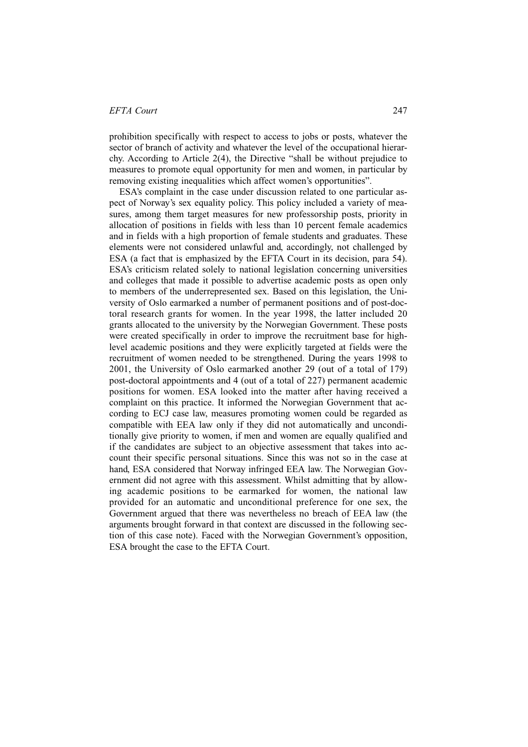prohibition specifically with respect to access to jobs or posts, whatever the sector of branch of activity and whatever the level of the occupational hierarchy. According to Article 2(4), the Directive "shall be without prejudice to measures to promote equal opportunity for men and women, in particular by removing existing inequalities which affect women's opportunities".

ESA's complaint in the case under discussion related to one particular aspect of Norway's sex equality policy. This policy included a variety of measures, among them target measures for new professorship posts, priority in allocation of positions in fields with less than 10 percent female academics and in fields with a high proportion of female students and graduates. These elements were not considered unlawful and, accordingly, not challenged by ESA (a fact that is emphasized by the EFTA Court in its decision, para 54). ESA's criticism related solely to national legislation concerning universities and colleges that made it possible to advertise academic posts as open only to members of the underrepresented sex. Based on this legislation, the University of Oslo earmarked a number of permanent positions and of post-doctoral research grants for women. In the year 1998, the latter included 20 grants allocated to the university by the Norwegian Government. These posts were created specifically in order to improve the recruitment base for high-level academic positions and they were explicitly targeted at fields were the recruitment of women needed to be strengthened. During the years 1998 to 2001, the University of Oslo earmarked another 29 (out of a total of 179) post-doctoral appointments and 4 (out of a total of 227) permanent academic positions for women. ESA looked into the matter after having received a complaint on this practice. It informed the Norwegian Government that according to ECJ case law, measures promoting women could be regarded as compatible with EEA law only if they did not automatically and unconditionally give priority to women, if men and women are equally qualified and if the candidates are subject to an objective assessment that takes into account their specific personal situations. Since this was not so in the case at hand, ESA considered that Norway infringed EEA law. The Norwegian Government did not agree with this assessment. Whilst admitting that by allowing academic positions to be earmarked for women, the national law provided for an automatic and unconditional preference for one sex, the Government argued that there was nevertheless no breach of EEA law (the arguments brought forward in that context are discussed in the following section of this case note). Faced with the Norwegian Government's opposition, ESA brought the case to the EFTA Court.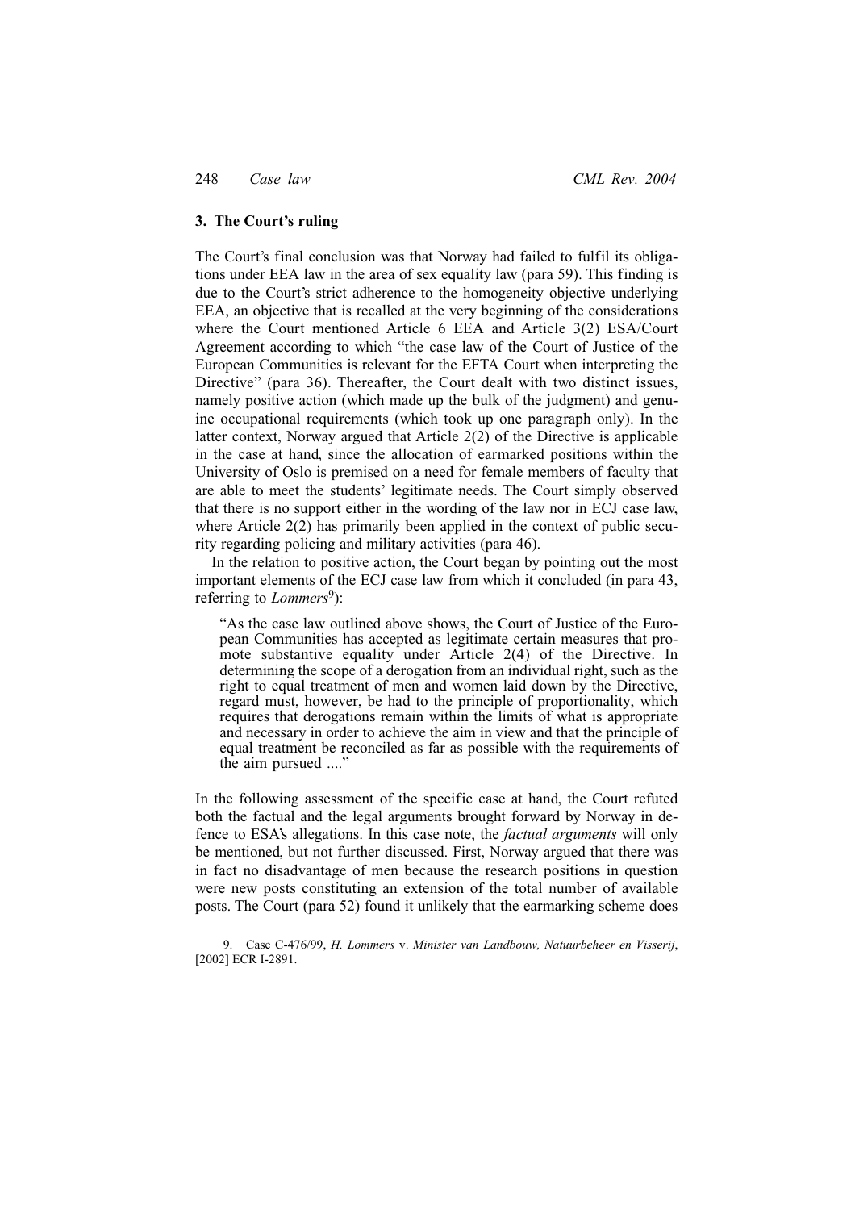## 3. The Court's ruling

The Court's final conclusion was that Norway had failed to fulfil its obligations under EEA law in the area of sex equality law (para 59). This finding is due to the Court's strict adherence to the homogeneity objective underlying EEA, an objective that is recalled at the very beginning of the considerations where the Court mentioned Article 6 EEA and Article 3(2) ESA/Court Agreement according to which "the case law of the Court of Justice of the European Communities is relevant for the EFTA Court when interpreting the Directive" (para 36). Thereafter, the Court dealt with two distinct issues, namely positive action (which made up the bulk of the judgment) and genuine occupational requirements (which took up one paragraph only). In the latter context, Norway argued that Article 2(2) of the Directive is applicable in the case at hand, since the allocation of earmarked positions within the University of Oslo is premised on a need for female members of faculty that are able to meet the students' legitimate needs. The Court simply observed that there is no support either in the wording of the law nor in ECJ case law, where Article 2(2) has primarily been applied in the context of public security regarding policing and military activities (para 46).

In the relation to positive action, the Court began by pointing out the most important elements of the ECJ case law from which it concluded (in para 43, referring to *Lommers*[9]):

> "As the case law outlined above shows, the Court of Justice of the European Communities has accepted as legitimate certain measures that promote substantive equality under Article 2(4) of the Directive. In determining the scope of a derogation from an individual right, such as the right to equal treatment of men and women laid down by the Directive, regard must, however, be had to the principle of proportionality, which requires that derogations remain within the limits of what is appropriate and necessary in order to achieve the aim in view and that the principle of equal treatment be reconciled as far as possible with the requirements of the aim pursued ...."

In the following assessment of the specific case at hand, the Court refuted both the factual and the legal arguments brought forward by Norway in defence to ESA's allegations. In this case note, the *factual arguments* will only be mentioned, but not further discussed. First, Norway argued that there was in fact no disadvantage of men because the research positions in question were new posts constituting an extension of the total number of available posts. The Court (para 52) found it unlikely that the earmarking scheme does

9. Case C-476/99, *H. Lommers* v. *Minister van Landbouw, Natuurbeheer en Visserij*, [2002] ECR I-2891.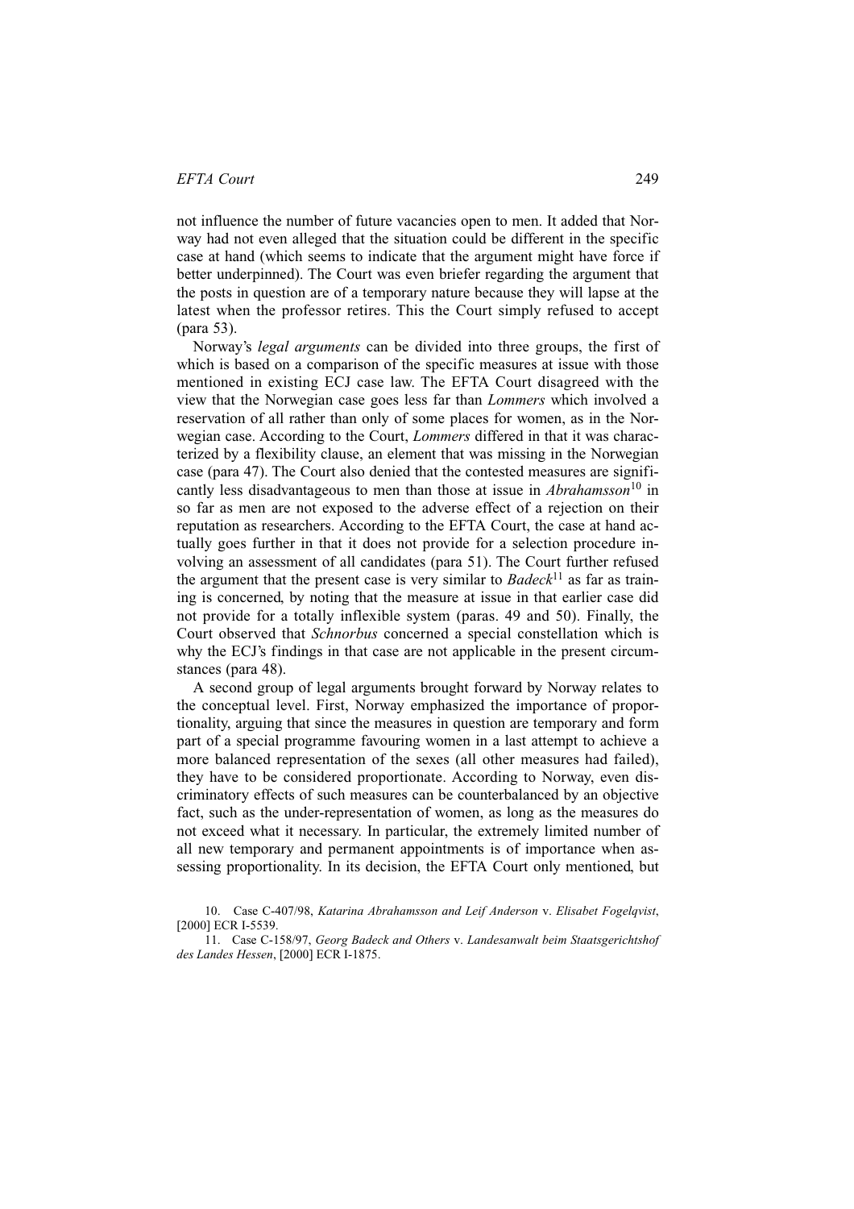not influence the number of future vacancies open to men. It added that Norway had not even alleged that the situation could be different in the specific case at hand (which seems to indicate that the argument might have force if better underpinned). The Court was even briefer regarding the argument that the posts in question are of a temporary nature because they will lapse at the latest when the professor retires. This the Court simply refused to accept (para 53).

Norway's *legal arguments* can be divided into three groups, the first of which is based on a comparison of the specific measures at issue with those mentioned in existing ECJ case law. The EFTA Court disagreed with the view that the Norwegian case goes less far than *Lommers* which involved a reservation of all rather than only of some places for women, as in the Norwegian case. According to the Court, *Lommers* differed in that it was characterized by a flexibility clause, an element that was missing in the Norwegian case (para 47). The Court also denied that the contested measures are significantly less disadvantageous to men than those at issue in *Abrahamsson*[10] in so far as men are not exposed to the adverse effect of a rejection on their reputation as researchers. According to the EFTA Court, the case at hand actually goes further in that it does not provide for a selection procedure involving an assessment of all candidates (para 51). The Court further refused the argument that the present case is very similar to *Badeck*[11] as far as training is concerned, by noting that the measure at issue in that earlier case did not provide for a totally inflexible system (paras. 49 and 50). Finally, the Court observed that *Schnorbus* concerned a special constellation which is why the ECJ's findings in that case are not applicable in the present circumstances (para 48).

A second group of legal arguments brought forward by Norway relates to the conceptual level. First, Norway emphasized the importance of proportionality, arguing that since the measures in question are temporary and form part of a special programme favouring women in a last attempt to achieve a more balanced representation of the sexes (all other measures had failed), they have to be considered proportionate. According to Norway, even discriminatory effects of such measures can be counterbalanced by an objective fact, such as the under-representation of women, as long as the measures do not exceed what it necessary. In particular, the extremely limited number of all new temporary and permanent appointments is of importance when assessing proportionality. In its decision, the EFTA Court only mentioned, but

10. Case C-407/98, *Katarina Abrahamsson and Leif Anderson* v. *Elisabet Fogelqvist*, [2000] ECR I-5539.

11. Case C-158/97, *Georg Badeck and Others* v. *Landesanwalt beim Staatsgerichtshof des Landes Hessen*, [2000] ECR I-1875.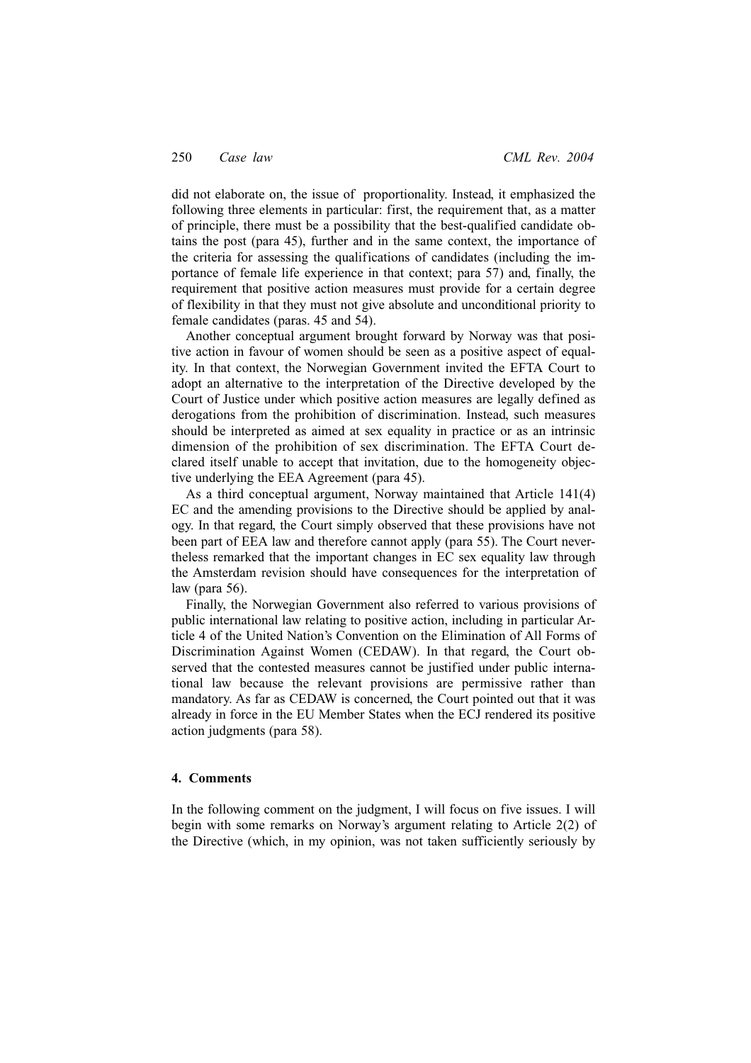did not elaborate on, the issue of proportionality. Instead, it emphasized the following three elements in particular: first, the requirement that, as a matter of principle, there must be a possibility that the best-qualified candidate obtains the post (para 45), further and in the same context, the importance of the criteria for assessing the qualifications of candidates (including the importance of female life experience in that context; para 57) and, finally, the requirement that positive action measures must provide for a certain degree of flexibility in that they must not give absolute and unconditional priority to female candidates (paras. 45 and 54).

Another conceptual argument brought forward by Norway was that positive action in favour of women should be seen as a positive aspect of equality. In that context, the Norwegian Government invited the EFTA Court to adopt an alternative to the interpretation of the Directive developed by the Court of Justice under which positive action measures are legally defined as derogations from the prohibition of discrimination. Instead, such measures should be interpreted as aimed at sex equality in practice or as an intrinsic dimension of the prohibition of sex discrimination. The EFTA Court declared itself unable to accept that invitation, due to the homogeneity objective underlying the EEA Agreement (para 45).

As a third conceptual argument, Norway maintained that Article 141(4) EC and the amending provisions to the Directive should be applied by analogy. In that regard, the Court simply observed that these provisions have not been part of EEA law and therefore cannot apply (para 55). The Court nevertheless remarked that the important changes in EC sex equality law through the Amsterdam revision should have consequences for the interpretation of law (para 56).

Finally, the Norwegian Government also referred to various provisions of public international law relating to positive action, including in particular Article 4 of the United Nation's Convention on the Elimination of All Forms of Discrimination Against Women (CEDAW). In that regard, the Court observed that the contested measures cannot be justified under public international law because the relevant provisions are permissive rather than mandatory. As far as CEDAW is concerned, the Court pointed out that it was already in force in the EU Member States when the ECJ rendered its positive action judgments (para 58).

#### 4. Comments

In the following comment on the judgment, I will focus on five issues. I will begin with some remarks on Norway's argument relating to Article 2(2) of the Directive (which, in my opinion, was not taken sufficiently seriously by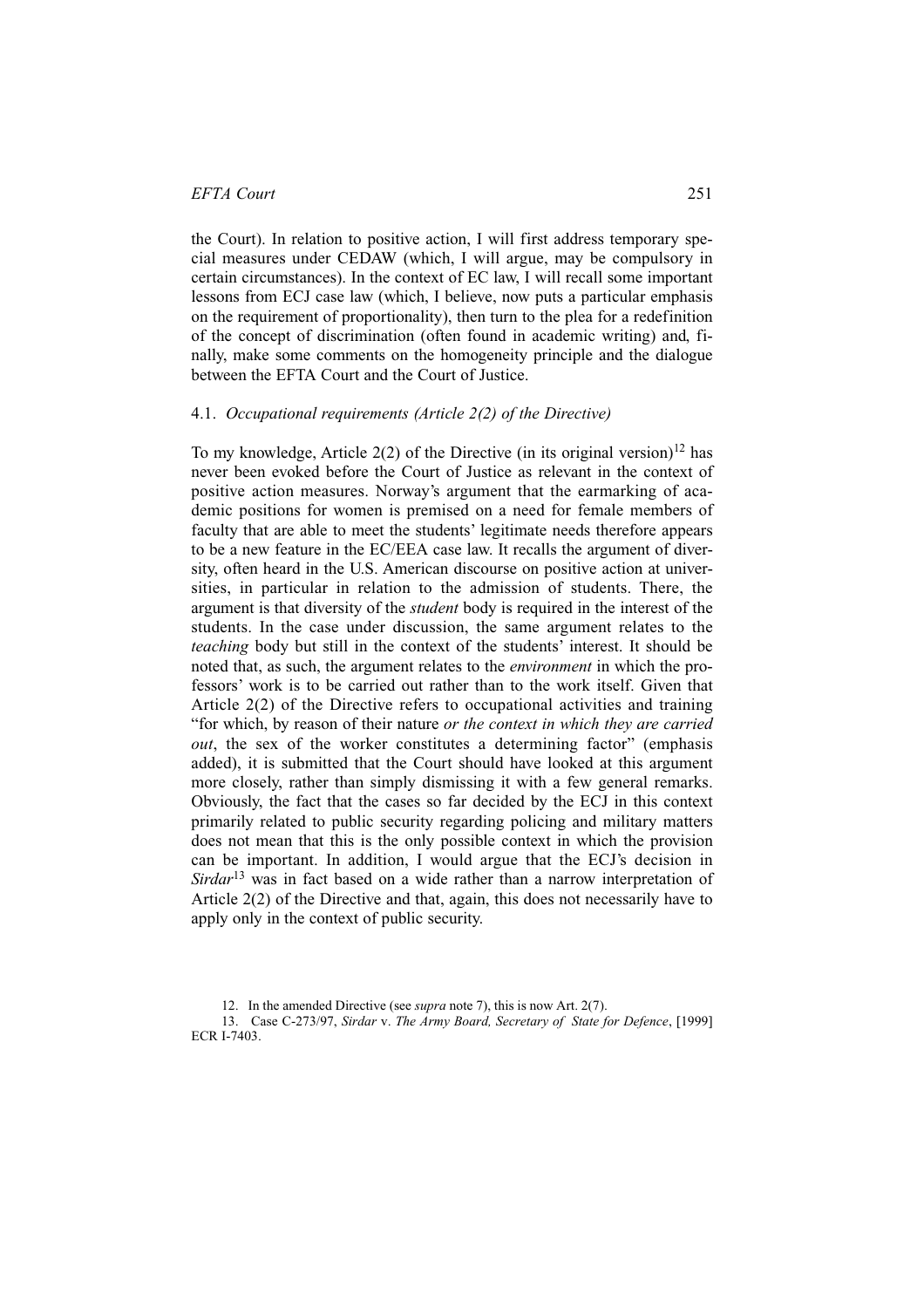the Court). In relation to positive action, I will first address temporary special measures under CEDAW (which, I will argue, may be compulsory in certain circumstances). In the context of EC law, I will recall some important lessons from ECJ case law (which, I believe, now puts a particular emphasis on the requirement of proportionality), then turn to the plea for a redefinition of the concept of discrimination (often found in academic writing) and, finally, make some comments on the homogeneity principle and the dialogue between the EFTA Court and the Court of Justice.

### 4.1. *Occupational requirements (Article 2(2) of the Directive)*

To my knowledge, Article 2(2) of the Directive (in its original version)[12] has never been evoked before the Court of Justice as relevant in the context of positive action measures. Norway's argument that the earmarking of academic positions for women is premised on a need for female members of faculty that are able to meet the students' legitimate needs therefore appears to be a new feature in the EC/EEA case law. It recalls the argument of diversity, often heard in the U.S. American discourse on positive action at universities, in particular in relation to the admission of students. There, the argument is that diversity of the *student* body is required in the interest of the students. In the case under discussion, the same argument relates to the *teaching* body but still in the context of the students' interest. It should be noted that, as such, the argument relates to the *environment* in which the professors' work is to be carried out rather than to the work itself. Given that Article 2(2) of the Directive refers to occupational activities and training "for which, by reason of their nature *or the context in which they are carried out*, the sex of the worker constitutes a determining factor" (emphasis added), it is submitted that the Court should have looked at this argument more closely, rather than simply dismissing it with a few general remarks. Obviously, the fact that the cases so far decided by the ECJ in this context primarily related to public security regarding policing and military matters does not mean that this is the only possible context in which the provision can be important. In addition, I would argue that the ECJ's decision in *Sirdar*[13] was in fact based on a wide rather than a narrow interpretation of Article 2(2) of the Directive and that, again, this does not necessarily have to apply only in the context of public security.

12. In the amended Directive (see *supra* note 7), this is now Art. 2(7).

13. Case C-273/97, *Sirdar* v. *The Army Board, Secretary of State for Defence*, [1999] ECR I-7403.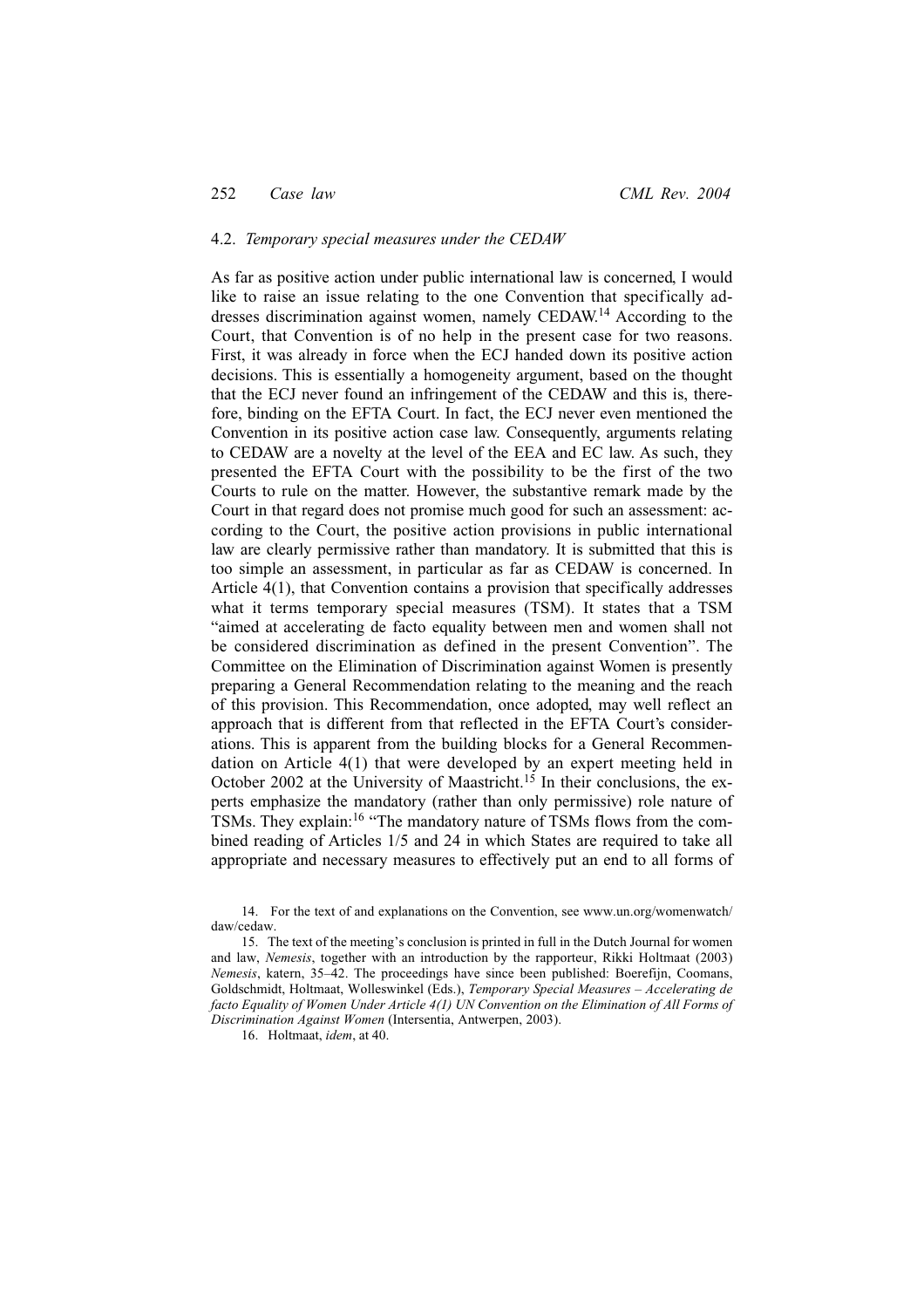### 4.2. *Temporary special measures under the CEDAW*

As far as positive action under public international law is concerned, I would like to raise an issue relating to the one Convention that specifically addresses discrimination against women, namely CEDAW.[14] According to the Court, that Convention is of no help in the present case for two reasons. First, it was already in force when the ECJ handed down its positive action decisions. This is essentially a homogeneity argument, based on the thought that the ECJ never found an infringement of the CEDAW and this is, therefore, binding on the EFTA Court. In fact, the ECJ never even mentioned the Convention in its positive action case law. Consequently, arguments relating to CEDAW are a novelty at the level of the EEA and EC law. As such, they presented the EFTA Court with the possibility to be the first of the two Courts to rule on the matter. However, the substantive remark made by the Court in that regard does not promise much good for such an assessment: according to the Court, the positive action provisions in public international law are clearly permissive rather than mandatory. It is submitted that this is too simple an assessment, in particular as far as CEDAW is concerned. In Article 4(1), that Convention contains a provision that specifically addresses what it terms temporary special measures (TSM). It states that a TSM "aimed at accelerating de facto equality between men and women shall not be considered discrimination as defined in the present Convention". The Committee on the Elimination of Discrimination against Women is presently preparing a General Recommendation relating to the meaning and the reach of this provision. This Recommendation, once adopted, may well reflect an approach that is different from that reflected in the EFTA Court's considerations. This is apparent from the building blocks for a General Recommendation on Article 4(1) that were developed by an expert meeting held in October 2002 at the University of Maastricht.[15] In their conclusions, the experts emphasize the mandatory (rather than only permissive) role nature of TSMs. They explain:[16] "The mandatory nature of TSMs flows from the combined reading of Articles 1/5 and 24 in which States are required to take all appropriate and necessary measures to effectively put an end to all forms of

14. For the text of and explanations on the Convention, see www.un.org/womenwatch/daw/cedaw.

15. The text of the meeting's conclusion is printed in full in the Dutch Journal for women and law, *Nemesis*, together with an introduction by the rapporteur, Rikki Holtmaat (2003) *Nemesis*, katern, 35–42. The proceedings have since been published: Boerefijn, Coomans, Goldschmidt, Holtmaat, Wolleswinkel (Eds.), *Temporary Special Measures – Accelerating de facto Equality of Women Under Article 4(1) UN Convention on the Elimination of All Forms of Discrimination Against Women* (Intersentia, Antwerpen, 2003).

16. Holtmaat, *idem*, at 40.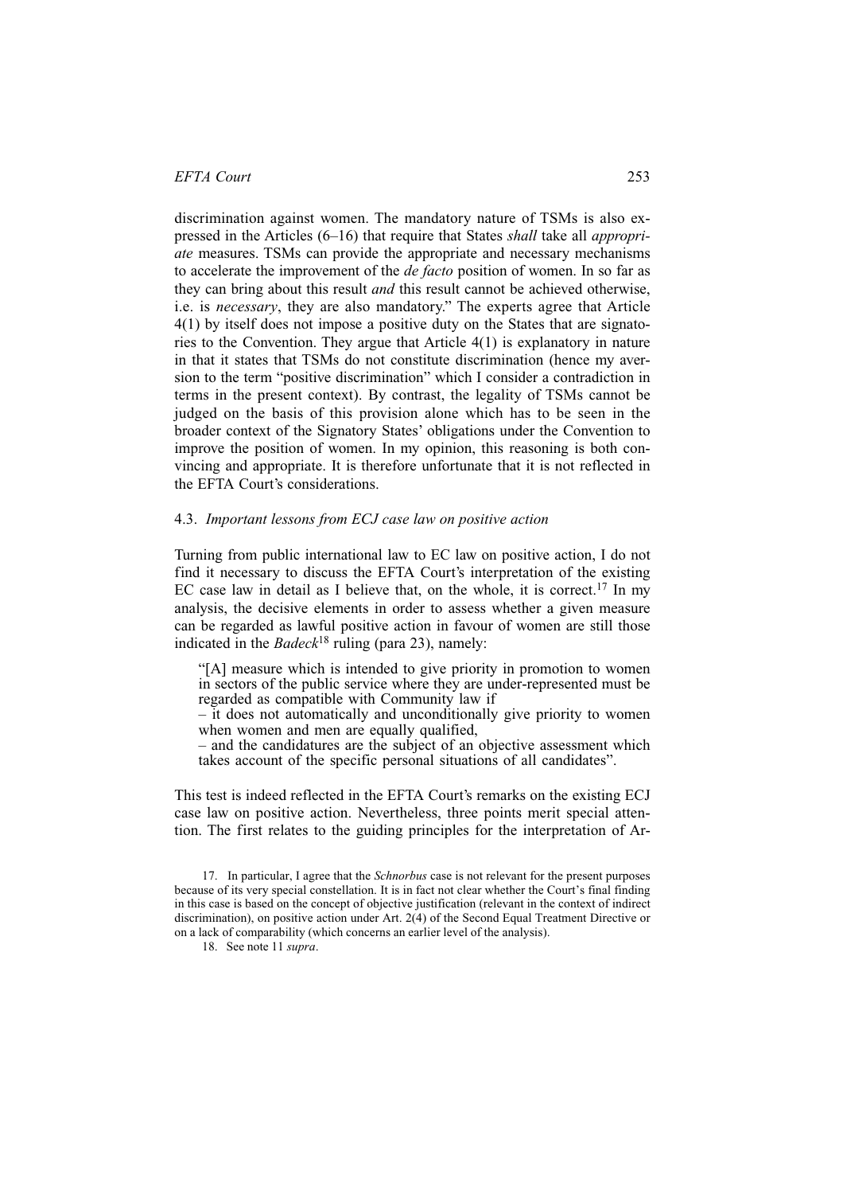discrimination against women. The mandatory nature of TSMs is also expressed in the Articles (6–16) that require that States *shall* take all *appropriate* measures. TSMs can provide the appropriate and necessary mechanisms to accelerate the improvement of the *de facto* position of women. In so far as they can bring about this result *and* this result cannot be achieved otherwise, i.e. is *necessary*, they are also mandatory." The experts agree that Article 4(1) by itself does not impose a positive duty on the States that are signatories to the Convention. They argue that Article 4(1) is explanatory in nature in that it states that TSMs do not constitute discrimination (hence my aversion to the term "positive discrimination" which I consider a contradiction in terms in the present context). By contrast, the legality of TSMs cannot be judged on the basis of this provision alone which has to be seen in the broader context of the Signatory States' obligations under the Convention to improve the position of women. In my opinion, this reasoning is both convincing and appropriate. It is therefore unfortunate that it is not reflected in the EFTA Court's considerations.

### 4.3. *Important lessons from ECJ case law on positive action*

Turning from public international law to EC law on positive action, I do not find it necessary to discuss the EFTA Court's interpretation of the existing EC case law in detail as I believe that, on the whole, it is correct.[17] In my analysis, the decisive elements in order to assess whether a given measure can be regarded as lawful positive action in favour of women are still those indicated in the *Badeck*[18] ruling (para 23), namely:

> "[A] measure which is intended to give priority in promotion to women in sectors of the public service where they are under-represented must be regarded as compatible with Community law if
> – it does not automatically and unconditionally give priority to women when women and men are equally qualified,
> – and the candidatures are the subject of an objective assessment which takes account of the specific personal situations of all candidates".

This test is indeed reflected in the EFTA Court's remarks on the existing ECJ case law on positive action. Nevertheless, three points merit special attention. The first relates to the guiding principles for the interpretation of Ar-

17. In particular, I agree that the *Schnorbus* case is not relevant for the present purposes because of its very special constellation. It is in fact not clear whether the Court's final finding in this case is based on the concept of objective justification (relevant in the context of indirect discrimination), on positive action under Art. 2(4) of the Second Equal Treatment Directive or on a lack of comparability (which concerns an earlier level of the analysis).

18. See note 11 *supra*.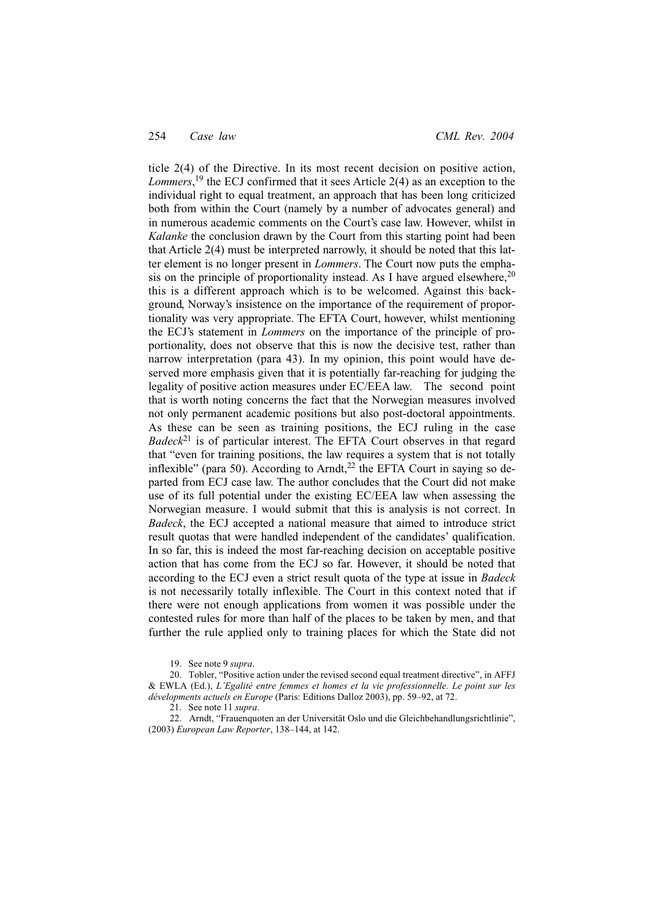ticle 2(4) of the Directive. In its most recent decision on positive action, *Lommers*,[19] the ECJ confirmed that it sees Article 2(4) as an exception to the individual right to equal treatment, an approach that has been long criticized both from within the Court (namely by a number of advocates general) and in numerous academic comments on the Court's case law. However, whilst in *Kalanke* the conclusion drawn by the Court from this starting point had been that Article 2(4) must be interpreted narrowly, it should be noted that this latter element is no longer present in *Lommers*. The Court now puts the emphasis on the principle of proportionality instead. As I have argued elsewhere,[20] this is a different approach which is to be welcomed. Against this background, Norway's insistence on the importance of the requirement of proportionality was very appropriate. The EFTA Court, however, whilst mentioning the ECJ's statement in *Lommers* on the importance of the principle of proportionality, does not observe that this is now the decisive test, rather than narrow interpretation (para 43). In my opinion, this point would have deserved more emphasis given that it is potentially far-reaching for judging the legality of positive action measures under EC/EEA law. The second point that is worth noting concerns the fact that the Norwegian measures involved not only permanent academic positions but also post-doctoral appointments. As these can be seen as training positions, the ECJ ruling in the case *Badeck*[21] is of particular interest. The EFTA Court observes in that regard that "even for training positions, the law requires a system that is not totally inflexible" (para 50). According to Arndt,[22] the EFTA Court in saying so departed from ECJ case law. The author concludes that the Court did not make use of its full potential under the existing EC/EEA law when assessing the Norwegian measure. I would submit that this is analysis is not correct. In *Badeck*, the ECJ accepted a national measure that aimed to introduce strict result quotas that were handled independent of the candidates' qualification. In so far, this is indeed the most far-reaching decision on acceptable positive action that has come from the ECJ so far. However, it should be noted that according to the ECJ even a strict result quota of the type at issue in *Badeck* is not necessarily totally inflexible. The Court in this context noted that if there were not enough applications from women it was possible under the contested rules for more than half of the places to be taken by men, and that further the rule applied only to training places for which the State did not

19. See note 9 *supra*.

20. Tobler, "Positive action under the revised second equal treatment directive", in AFFJ & EWLA (Ed.), *L'Egalité entre femmes et homes et la vie professionnelle. Le point sur les développements actuels en Europe* (Paris: Editions Dalloz 2003), pp. 59–92, at 72.

21. See note 11 *supra*.

22. Arndt, "Frauenquoten an der Universität Oslo und die Gleichbehandlungsrichtlinie", (2003) *European Law Reporter*, 138–144, at 142.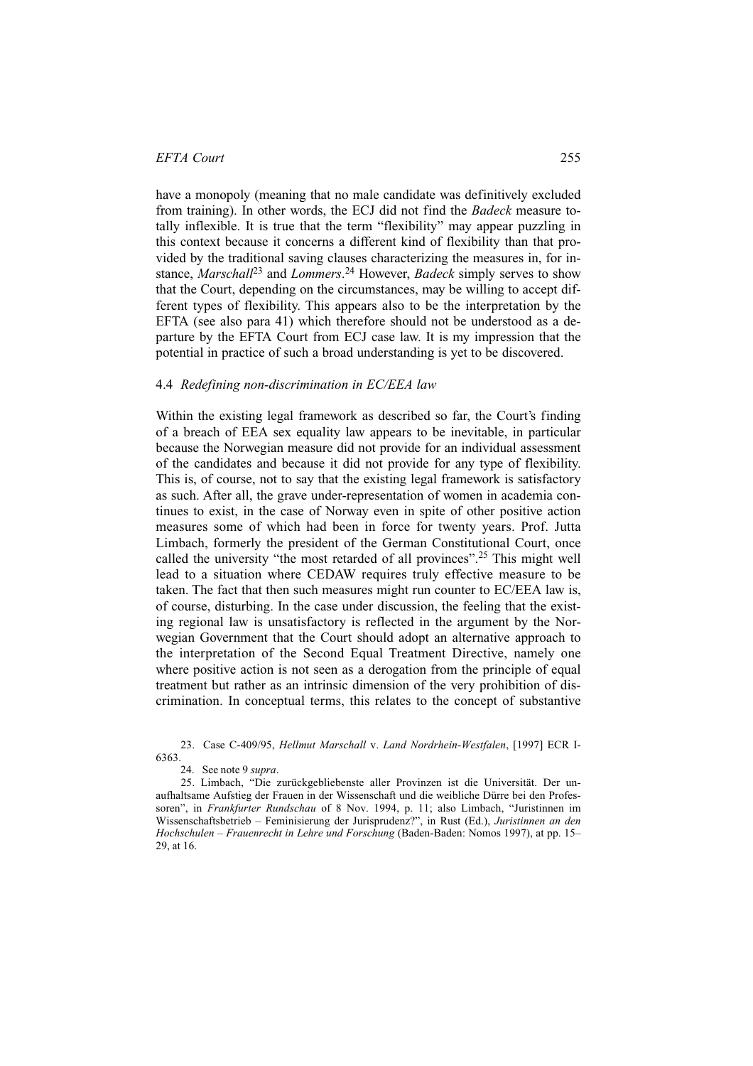have a monopoly (meaning that no male candidate was definitively excluded from training). In other words, the ECJ did not find the *Badeck* measure totally inflexible. It is true that the term "flexibility" may appear puzzling in this context because it concerns a different kind of flexibility than that provided by the traditional saving clauses characterizing the measures in, for instance, *Marschall*[23] and *Lommers*.[24] However, *Badeck* simply serves to show that the Court, depending on the circumstances, may be willing to accept different types of flexibility. This appears also to be the interpretation by the EFTA (see also para 41) which therefore should not be understood as a departure by the EFTA Court from ECJ case law. It is my impression that the potential in practice of such a broad understanding is yet to be discovered.

### 4.4 *Redefining non-discrimination in EC/EEA law*

Within the existing legal framework as described so far, the Court's finding of a breach of EEA sex equality law appears to be inevitable, in particular because the Norwegian measure did not provide for an individual assessment of the candidates and because it did not provide for any type of flexibility. This is, of course, not to say that the existing legal framework is satisfactory as such. After all, the grave under-representation of women in academia continues to exist, in the case of Norway even in spite of other positive action measures some of which had been in force for twenty years. Prof. Jutta Limbach, formerly the president of the German Constitutional Court, once called the university "the most retarded of all provinces".[25] This might well lead to a situation where CEDAW requires truly effective measure to be taken. The fact that then such measures might run counter to EC/EEA law is, of course, disturbing. In the case under discussion, the feeling that the existing regional law is unsatisfactory is reflected in the argument by the Norwegian Government that the Court should adopt an alternative approach to the interpretation of the Second Equal Treatment Directive, namely one where positive action is not seen as a derogation from the principle of equal treatment but rather as an intrinsic dimension of the very prohibition of discrimination. In conceptual terms, this relates to the concept of substantive

23. Case C-409/95, *Hellmut Marschall* v. *Land Nordrhein-Westfalen*, [1997] ECR I-6363.

24. See note 9 *supra*.

25. Limbach, "Die zurückgebliebenste aller Provinzen ist die Universität. Der unaufhaltsame Aufstieg der Frauen in der Wissenschaft und die weibliche Dürre bei den Professoren", in *Frankfurter Rundschau* of 8 Nov. 1994, p. 11; also Limbach, "Juristinnen im Wissenschaftsbetrieb – Feminisierung der Jurisprudenz?", in Rust (Ed.), *Juristinnen an den Hochschulen – Frauenrecht in Lehre und Forschung* (Baden-Baden: Nomos 1997), at pp. 15–29, at 16.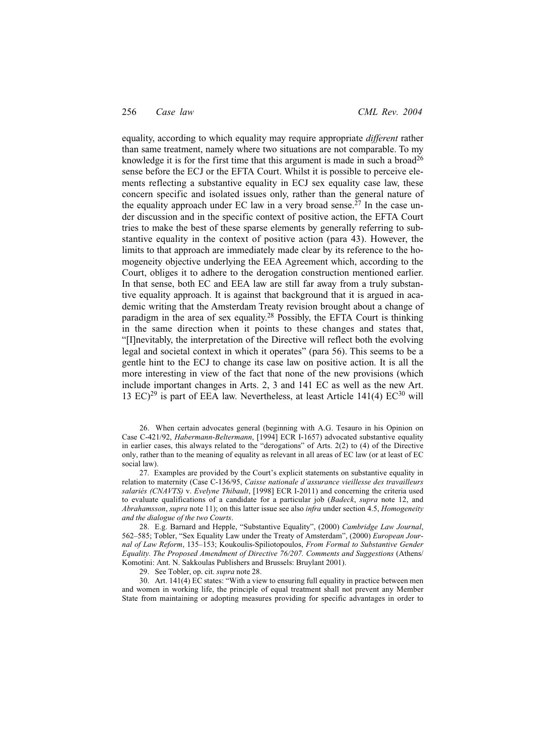equality, according to which equality may require appropriate *different* rather than same treatment, namely where two situations are not comparable. To my knowledge it is for the first time that this argument is made in such a broad[26] sense before the ECJ or the EFTA Court. Whilst it is possible to perceive elements reflecting a substantive equality in ECJ sex equality case law, these concern specific and isolated issues only, rather than the general nature of the equality approach under EC law in a very broad sense.[27] In the case under discussion and in the specific context of positive action, the EFTA Court tries to make the best of these sparse elements by generally referring to substantive equality in the context of positive action (para 43). However, the limits to that approach are immediately made clear by its reference to the homogeneity objective underlying the EEA Agreement which, according to the Court, obliges it to adhere to the derogation construction mentioned earlier. In that sense, both EC and EEA law are still far away from a truly substantive equality approach. It is against that background that it is argued in academic writing that the Amsterdam Treaty revision brought about a change of paradigm in the area of sex equality.[28] Possibly, the EFTA Court is thinking in the same direction when it points to these changes and states that, "[I]nevitably, the interpretation of the Directive will reflect both the evolving legal and societal context in which it operates" (para 56). This seems to be a gentle hint to the ECJ to change its case law on positive action. It is all the more interesting in view of the fact that none of the new provisions (which include important changes in Arts. 2, 3 and 141 EC as well as the new Art. 13 EC)[29] is part of EEA law. Nevertheless, at least Article 141(4) EC[30] will

26. When certain advocates general (beginning with A.G. Tesauro in his Opinion on Case C-421/92, *Habermann-Beltermann*, [1994] ECR I-1657) advocated substantive equality in earlier cases, this always related to the "derogations" of Arts. 2(2) to (4) of the Directive only, rather than to the meaning of equality as relevant in all areas of EC law (or at least of EC social law).

27. Examples are provided by the Court's explicit statements on substantive equality in relation to maternity (Case C-136/95, *Caisse nationale d'assurance vieillesse des travailleurs salariés (CNAVTS)* v. *Evelyne Thibault*, [1998] ECR I-2011) and concerning the criteria used to evaluate qualifications of a candidate for a particular job (*Badeck*, *supra* note 12, and *Abrahamsson*, *supra* note 11); on this latter issue see also *infra* under section 4.5, *Homogeneity and the dialogue of the two Courts*.

28. E.g. Barnard and Hepple, "Substantive Equality", (2000) *Cambridge Law Journal*, 562–585; Tobler, "Sex Equality Law under the Treaty of Amsterdam", (2000) *European Journal of Law Reform*, 135–153; Koukoulis-Spiliotopoulos, *From Formal to Substantive Gender Equality. The Proposed Amendment of Directive 76/207. Comments and Suggestions* (Athens/Komotini: Ant. N. Sakkoulas Publishers and Brussels: Bruylant 2001).

29. See Tobler, op. cit. *supra* note 28.

30. Art. 141(4) EC states: "With a view to ensuring full equality in practice between men and women in working life, the principle of equal treatment shall not prevent any Member State from maintaining or adopting measures providing for specific advantages in order to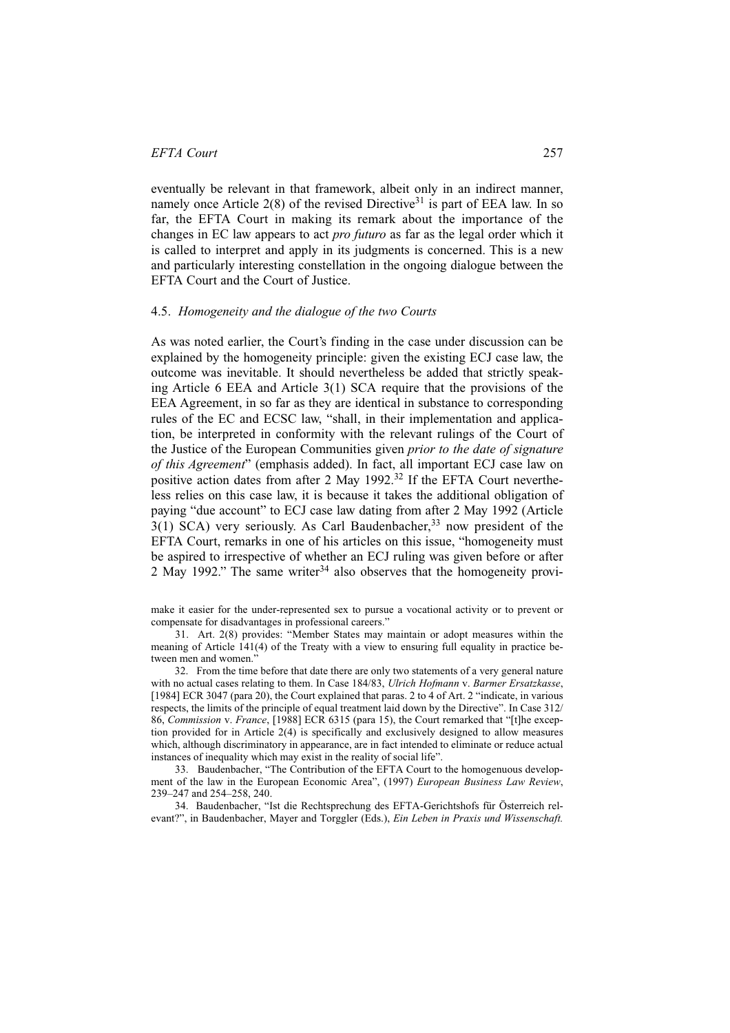eventually be relevant in that framework, albeit only in an indirect manner, namely once Article 2(8) of the revised Directive[31] is part of EEA law. In so far, the EFTA Court in making its remark about the importance of the changes in EC law appears to act *pro futuro* as far as the legal order which it is called to interpret and apply in its judgments is concerned. This is a new and particularly interesting constellation in the ongoing dialogue between the EFTA Court and the Court of Justice.

### 4.5. *Homogeneity and the dialogue of the two Courts*

As was noted earlier, the Court's finding in the case under discussion can be explained by the homogeneity principle: given the existing ECJ case law, the outcome was inevitable. It should nevertheless be added that strictly speaking Article 6 EEA and Article 3(1) SCA require that the provisions of the EEA Agreement, in so far as they are identical in substance to corresponding rules of the EC and ECSC law, "shall, in their implementation and application, be interpreted in conformity with the relevant rulings of the Court of the Justice of the European Communities given *prior to the date of signature of this Agreement*" (emphasis added). In fact, all important ECJ case law on positive action dates from after 2 May 1992.[32] If the EFTA Court nevertheless relies on this case law, it is because it takes the additional obligation of paying "due account" to ECJ case law dating from after 2 May 1992 (Article 3(1) SCA) very seriously. As Carl Baudenbacher,[33] now president of the EFTA Court, remarks in one of his articles on this issue, "homogeneity must be aspired to irrespective of whether an ECJ ruling was given before or after 2 May 1992." The same writer[34] also observes that the homogeneity provi-

make it easier for the under-represented sex to pursue a vocational activity or to prevent or compensate for disadvantages in professional careers."

31. Art. 2(8) provides: "Member States may maintain or adopt measures within the meaning of Article 141(4) of the Treaty with a view to ensuring full equality in practice between men and women."

32. From the time before that date there are only two statements of a very general nature with no actual cases relating to them. In Case 184/83, *Ulrich Hofmann* v. *Barmer Ersatzkasse*, [1984] ECR 3047 (para 20), the Court explained that paras. 2 to 4 of Art. 2 "indicate, in various respects, the limits of the principle of equal treatment laid down by the Directive". In Case 312/86, *Commission* v. *France*, [1988] ECR 6315 (para 15), the Court remarked that "[t]he exception provided for in Article 2(4) is specifically and exclusively designed to allow measures which, although discriminatory in appearance, are in fact intended to eliminate or reduce actual instances of inequality which may exist in the reality of social life".

33. Baudenbacher, "The Contribution of the EFTA Court to the homogenuous development of the law in the European Economic Area", (1997) *European Business Law Review*, 239–247 and 254–258, 240.

34. Baudenbacher, "Ist die Rechtsprechung des EFTA-Gerichtshofs für Österreich relevant?", in Baudenbacher, Mayer and Torggler (Eds.), *Ein Leben in Praxis und Wissenschaft.*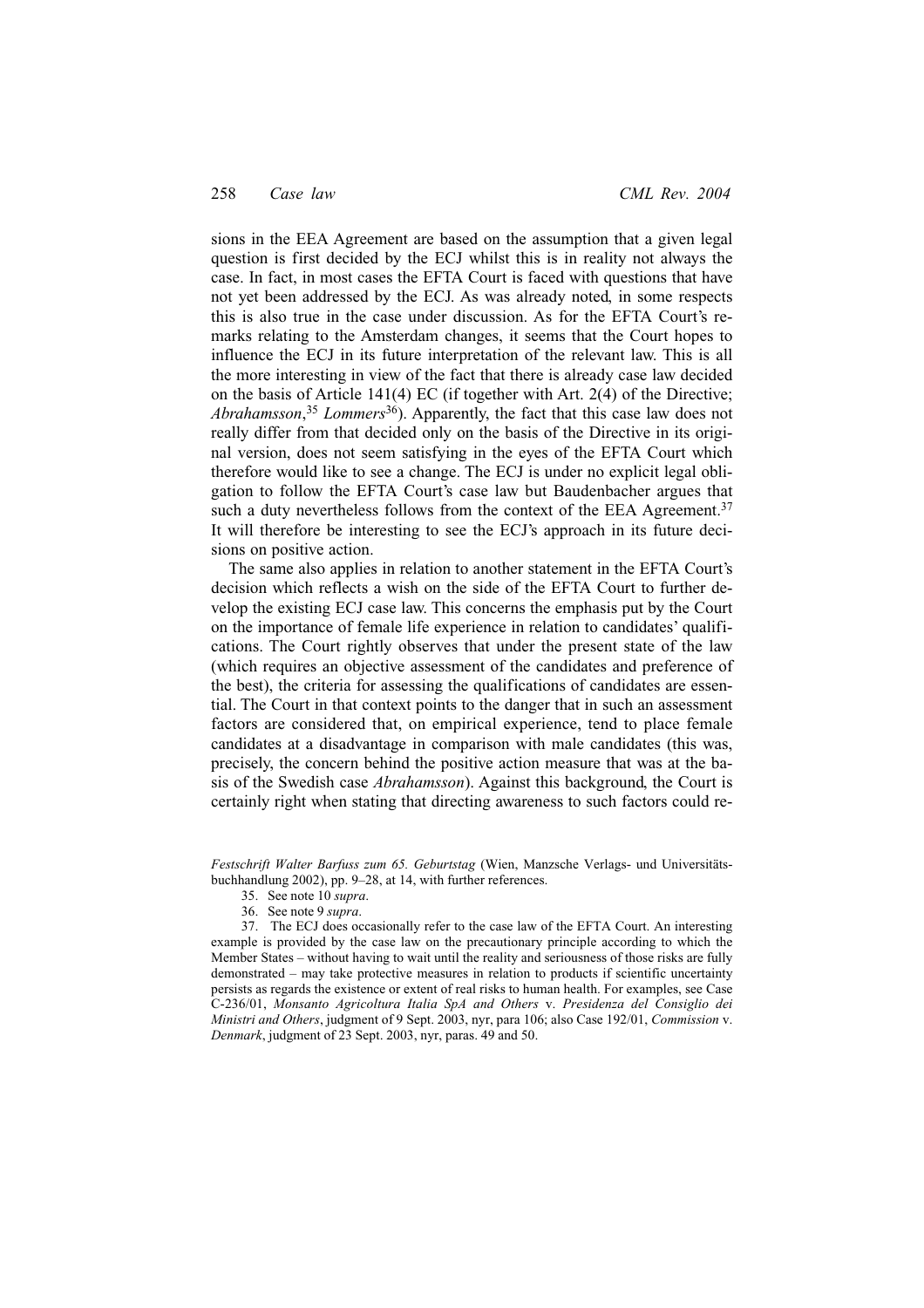sions in the EEA Agreement are based on the assumption that a given legal question is first decided by the ECJ whilst this is in reality not always the case. In fact, in most cases the EFTA Court is faced with questions that have not yet been addressed by the ECJ. As was already noted, in some respects this is also true in the case under discussion. As for the EFTA Court's remarks relating to the Amsterdam changes, it seems that the Court hopes to influence the ECJ in its future interpretation of the relevant law. This is all the more interesting in view of the fact that there is already case law decided on the basis of Article 141(4) EC (if together with Art. 2(4) of the Directive; *Abrahamsson*,[35] *Lommers*[36]). Apparently, the fact that this case law does not really differ from that decided only on the basis of the Directive in its original version, does not seem satisfying in the eyes of the EFTA Court which therefore would like to see a change. The ECJ is under no explicit legal obligation to follow the EFTA Court's case law but Baudenbacher argues that such a duty nevertheless follows from the context of the EEA Agreement.[37] It will therefore be interesting to see the ECJ's approach in its future decisions on positive action.

The same also applies in relation to another statement in the EFTA Court's decision which reflects a wish on the side of the EFTA Court to further develop the existing ECJ case law. This concerns the emphasis put by the Court on the importance of female life experience in relation to candidates' qualifications. The Court rightly observes that under the present state of the law (which requires an objective assessment of the candidates and preference of the best), the criteria for assessing the qualifications of candidates are essential. The Court in that context points to the danger that in such an assessment factors are considered that, on empirical experience, tend to place female candidates at a disadvantage in comparison with male candidates (this was, precisely, the concern behind the positive action measure that was at the basis of the Swedish case *Abrahamsson*). Against this background, the Court is certainly right when stating that directing awareness to such factors could re-

*Festschrift Walter Barfuss zum 65. Geburtstag* (Wien, Manzsche Verlags- und Universitätsbuchhandlung 2002), pp. 9–28, at 14, with further references.

35. See note 10 *supra*.

36. See note 9 *supra*.

37. The ECJ does occasionally refer to the case law of the EFTA Court. An interesting example is provided by the case law on the precautionary principle according to which the Member States – without having to wait until the reality and seriousness of those risks are fully demonstrated – may take protective measures in relation to products if scientific uncertainty persists as regards the existence or extent of real risks to human health. For examples, see Case C-236/01, *Monsanto Agricoltura Italia SpA and Others* v. *Presidenza del Consiglio dei Ministri and Others*, judgment of 9 Sept. 2003, nyr, para 106; also Case 192/01, *Commission* v. *Denmark*, judgment of 23 Sept. 2003, nyr, paras. 49 and 50.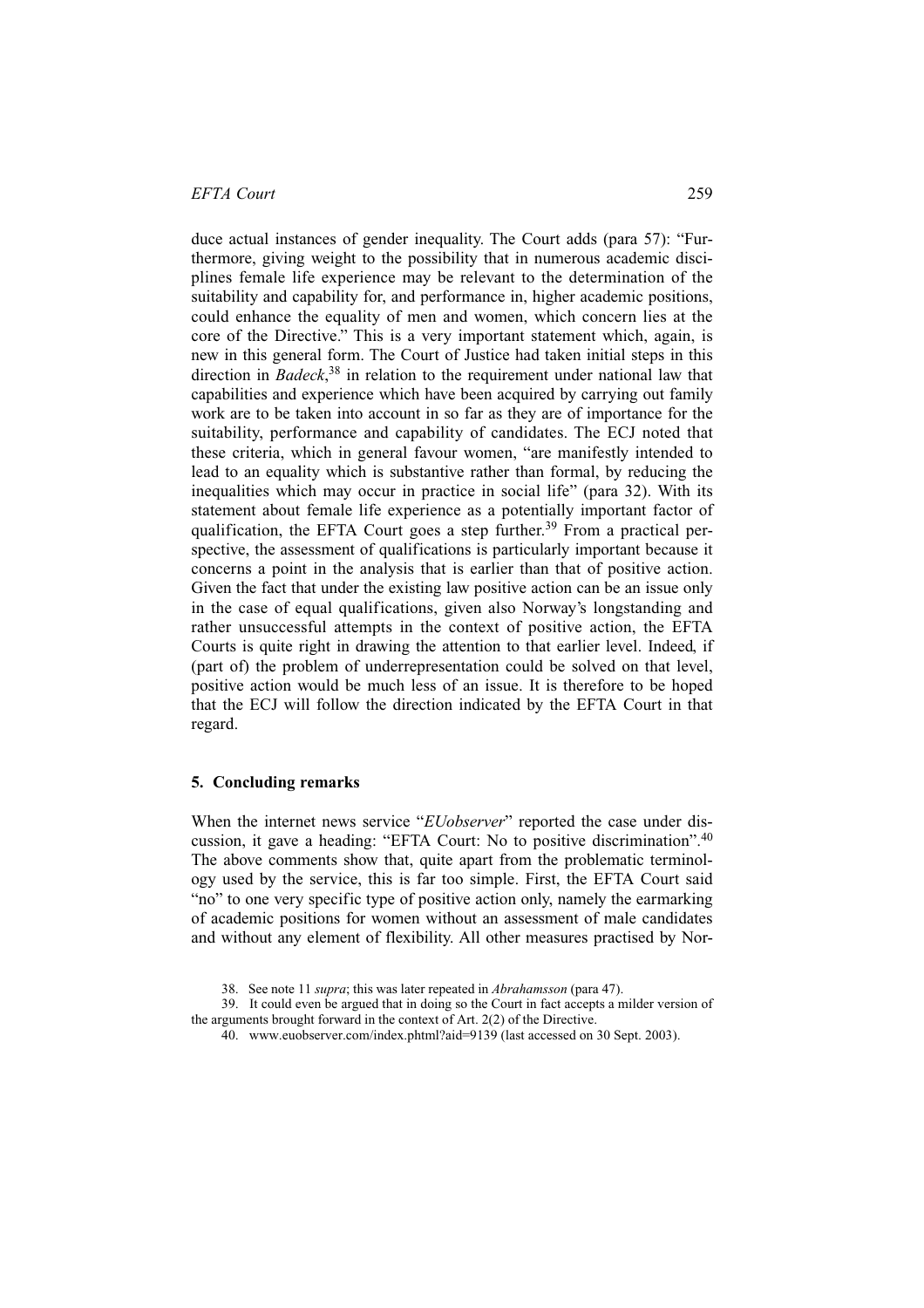duce actual instances of gender inequality. The Court adds (para 57): "Furthermore, giving weight to the possibility that in numerous academic disciplines female life experience may be relevant to the determination of the suitability and capability for, and performance in, higher academic positions, could enhance the equality of men and women, which concern lies at the core of the Directive." This is a very important statement which, again, is new in this general form. The Court of Justice had taken initial steps in this direction in *Badeck*,[38] in relation to the requirement under national law that capabilities and experience which have been acquired by carrying out family work are to be taken into account in so far as they are of importance for the suitability, performance and capability of candidates. The ECJ noted that these criteria, which in general favour women, "are manifestly intended to lead to an equality which is substantive rather than formal, by reducing the inequalities which may occur in practice in social life" (para 32). With its statement about female life experience as a potentially important factor of qualification, the EFTA Court goes a step further.[39] From a practical perspective, the assessment of qualifications is particularly important because it concerns a point in the analysis that is earlier than that of positive action. Given the fact that under the existing law positive action can be an issue only in the case of equal qualifications, given also Norway's longstanding and rather unsuccessful attempts in the context of positive action, the EFTA Courts is quite right in drawing the attention to that earlier level. Indeed, if (part of) the problem of underrepresentation could be solved on that level, positive action would be much less of an issue. It is therefore to be hoped that the ECJ will follow the direction indicated by the EFTA Court in that regard.

## 5. Concluding remarks

When the internet news service "*EUobserver*" reported the case under discussion, it gave a heading: "EFTA Court: No to positive discrimination".[40] The above comments show that, quite apart from the problematic terminology used by the service, this is far too simple. First, the EFTA Court said "no" to one very specific type of positive action only, namely the earmarking of academic positions for women without an assessment of male candidates and without any element of flexibility. All other measures practised by Nor-

38. See note 11 *supra*; this was later repeated in *Abrahamsson* (para 47).

39. It could even be argued that in doing so the Court in fact accepts a milder version of the arguments brought forward in the context of Art. 2(2) of the Directive.

40. www.euobserver.com/index.phtml?aid=9139 (last accessed on 30 Sept. 2003).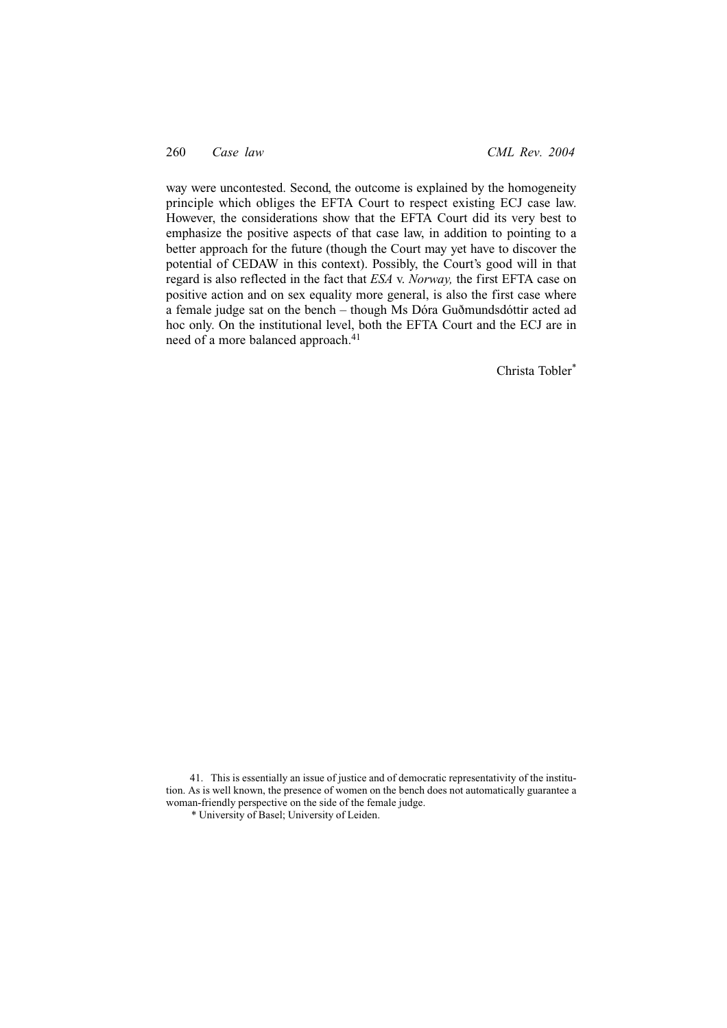way were uncontested. Second, the outcome is explained by the homogeneity principle which obliges the EFTA Court to respect existing ECJ case law. However, the considerations show that the EFTA Court did its very best to emphasize the positive aspects of that case law, in addition to pointing to a better approach for the future (though the Court may yet have to discover the potential of CEDAW in this context). Possibly, the Court's good will in that regard is also reflected in the fact that *ESA* v. *Norway,* the first EFTA case on positive action and on sex equality more general, is also the first case where a female judge sat on the bench – though Ms Dóra Guðmundsdóttir acted ad hoc only. On the institutional level, both the EFTA Court and the ECJ are in need of a more balanced approach.[41]

Christa Tobler[*]

41. This is essentially an issue of justice and of democratic representativity of the institution. As is well known, the presence of women on the bench does not automatically guarantee a woman-friendly perspective on the side of the female judge.

* University of Basel; University of Leiden.